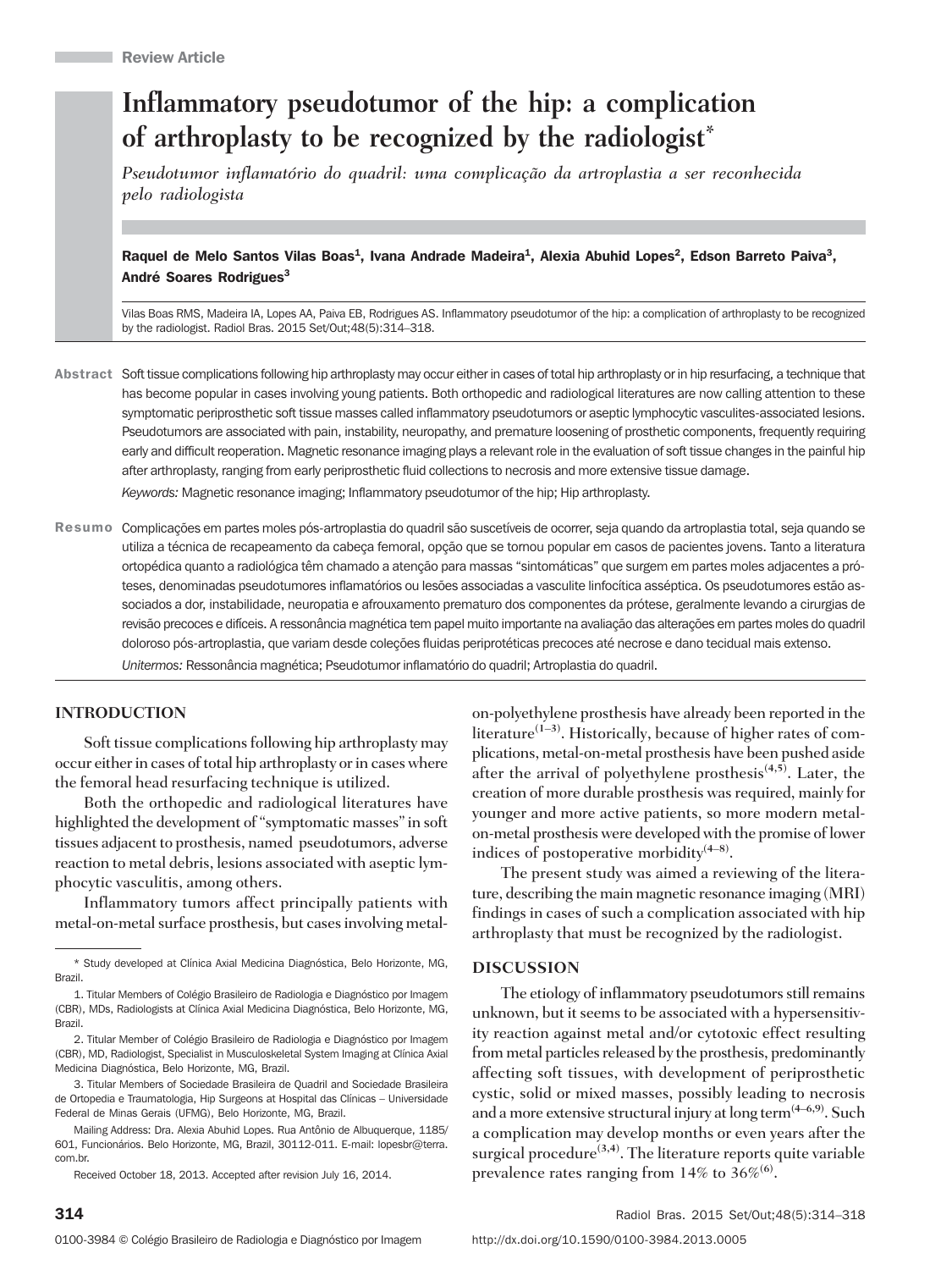Review Article

# Inflammatory pseudotumor of the hip: a complication of arthroplasty to be recognized by the radiologist*

*Pseudotumor inflamatório do quadril: uma complicação da artroplastia a ser reconhecida pelo radiologista*

**Raquel de Melo Santos Vilas Boas[1], Ivana Andrade Madeira[1], Alexia Abuhid Lopes[2], Edson Barreto Paiva[3], André Soares Rodrigues[3]**

Vilas Boas RMS, Madeira IA, Lopes AA, Paiva EB, Rodrigues AS. Inflammatory pseudotumor of the hip: a complication of arthroplasty to be recognized by the radiologist. Radiol Bras. 2015 Set/Out;48(5):314–318.

**Abstract** Soft tissue complications following hip arthroplasty may occur either in cases of total hip arthroplasty or in hip resurfacing, a technique that has become popular in cases involving young patients. Both orthopedic and radiological literatures are now calling attention to these symptomatic periprosthetic soft tissue masses called inflammatory pseudotumors or aseptic lymphocytic vasculites-associated lesions. Pseudotumors are associated with pain, instability, neuropathy, and premature loosening of prosthetic components, frequently requiring early and difficult reoperation. Magnetic resonance imaging plays a relevant role in the evaluation of soft tissue changes in the painful hip after arthroplasty, ranging from early periprosthetic fluid collections to necrosis and more extensive tissue damage.

*Keywords:* Magnetic resonance imaging; Inflammatory pseudotumor of the hip; Hip arthroplasty.

**Resumo** Complicações em partes moles pós-artroplastia do quadril são suscetíveis de ocorrer, seja quando da artroplastia total, seja quando se utiliza a técnica de recapeamento da cabeça femoral, opção que se tornou popular em casos de pacientes jovens. Tanto a literatura ortopédica quanto a radiológica têm chamado a atenção para massas "sintomáticas" que surgem em partes moles adjacentes a próteses, denominadas pseudotumores inflamatórios ou lesões associadas a vasculite linfocítica asséptica. Os pseudotumores estão associados a dor, instabilidade, neuropatia e afrouxamento prematuro dos componentes da prótese, geralmente levando a cirurgias de revisão precoces e difíceis. A ressonância magnética tem papel muito importante na avaliação das alterações em partes moles do quadril doloroso pós-artroplastia, que variam desde coleções fluidas periprotéticas precoces até necrose e dano tecidual mais extenso.

*Unitermos:* Ressonância magnética; Pseudotumor inflamatório do quadril; Artroplastia do quadril.

## INTRODUCTION

Soft tissue complications following hip arthroplasty may occur either in cases of total hip arthroplasty or in cases where the femoral head resurfacing technique is utilized.

Both the orthopedic and radiological literatures have highlighted the development of "symptomatic masses" in soft tissues adjacent to prosthesis, named pseudotumors, adverse reaction to metal debris, lesions associated with aseptic lymphocytic vasculitis, among others.

Inflammatory tumors affect principally patients with metal-on-metal surface prosthesis, but cases involving metal-on-polyethylene prosthesis have already been reported in the literature[1–3]. Historically, because of higher rates of complications, metal-on-metal prosthesis have been pushed aside after the arrival of polyethylene prosthesis[4,5]. Later, the creation of more durable prosthesis was required, mainly for younger and more active patients, so more modern metal-on-metal prosthesis were developed with the promise of lower indices of postoperative morbidity[4–8].

The present study was aimed a reviewing of the literature, describing the main magnetic resonance imaging (MRI) findings in cases of such a complication associated with hip arthroplasty that must be recognized by the radiologist.

## DISCUSSION

The etiology of inflammatory pseudotumors still remains unknown, but it seems to be associated with a hypersensitivity reaction against metal and/or cytotoxic effect resulting from metal particles released by the prosthesis, predominantly affecting soft tissues, with development of periprosthetic cystic, solid or mixed masses, possibly leading to necrosis and a more extensive structural injury at long term[4–6,9]. Such a complication may develop months or even years after the surgical procedure[3,4]. The literature reports quite variable prevalence rates ranging from 14% to 36%[6].

---

\* Study developed at Clínica Axial Medicina Diagnóstica, Belo Horizonte, MG, Brazil.

1. Titular Members of Colégio Brasileiro de Radiologia e Diagnóstico por Imagem (CBR), MDs, Radiologists at Clínica Axial Medicina Diagnóstica, Belo Horizonte, MG, Brazil.

2. Titular Member of Colégio Brasileiro de Radiologia e Diagnóstico por Imagem (CBR), MD, Radiologist, Specialist in Musculoskeletal System Imaging at Clínica Axial Medicina Diagnóstica, Belo Horizonte, MG, Brazil.

3. Titular Members of Sociedade Brasileira de Quadril and Sociedade Brasileira de Ortopedia e Traumatologia, Hip Surgeons at Hospital das Clínicas – Universidade Federal de Minas Gerais (UFMG), Belo Horizonte, MG, Brazil.

Mailing Address: Dra. Alexia Abuhid Lopes. Rua Antônio de Albuquerque, 1185/601, Funcionários. Belo Horizonte, MG, Brazil, 30112-011. E-mail: lopesbr@terra.com.br.

Received October 18, 2013. Accepted after revision July 16, 2014.

0100-3984 © Colégio Brasileiro de Radiologia e Diagnóstico por Imagem http://dx.doi.org/10.1590/0100-3984.2013.0005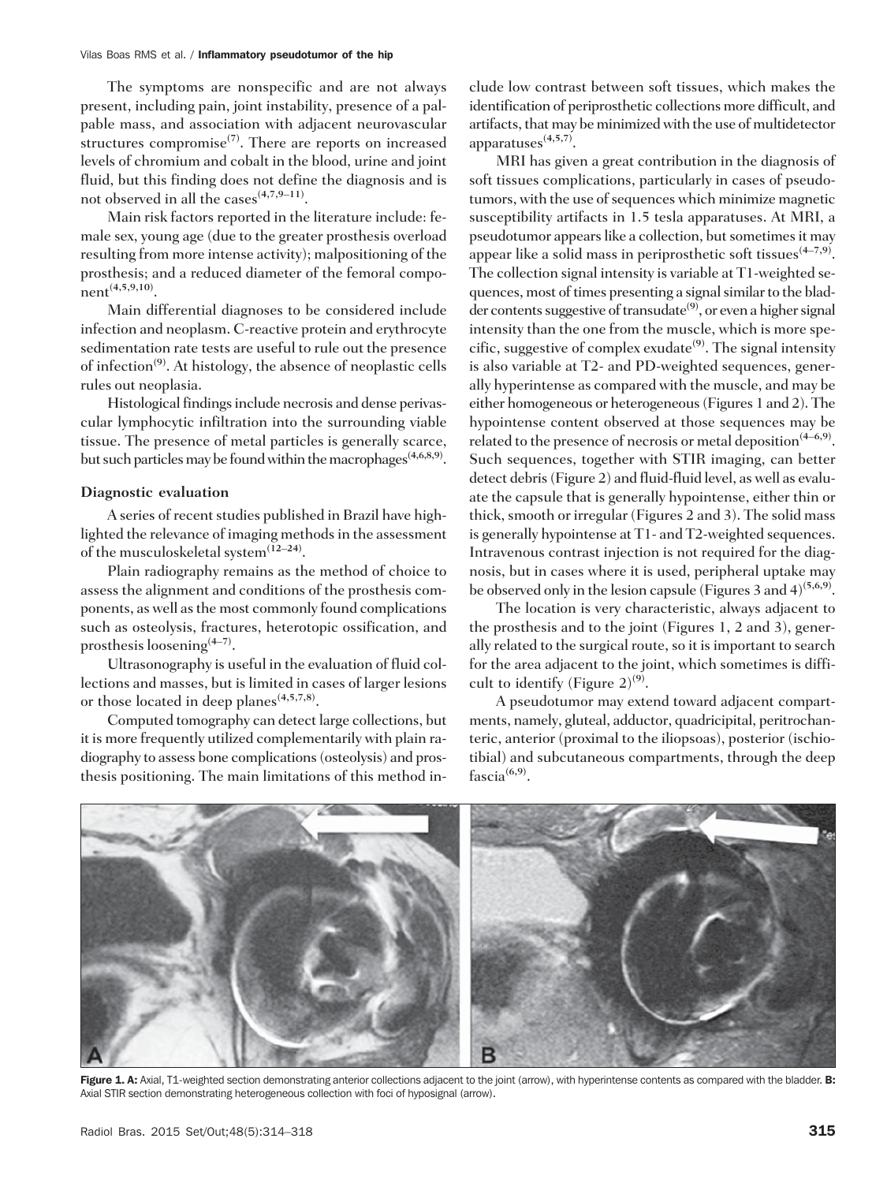The symptoms are nonspecific and are not always present, including pain, joint instability, presence of a palpable mass, and association with adjacent neurovascular structures compromise[7]. There are reports on increased levels of chromium and cobalt in the blood, urine and joint fluid, but this finding does not define the diagnosis and is not observed in all the cases[4,7,9–11].

Main risk factors reported in the literature include: female sex, young age (due to the greater prosthesis overload resulting from more intense activity); malpositioning of the prosthesis; and a reduced diameter of the femoral component[4,5,9,10].

Main differential diagnoses to be considered include infection and neoplasm. C-reactive protein and erythrocyte sedimentation rate tests are useful to rule out the presence of infection[9]. At histology, the absence of neoplastic cells rules out neoplasia.

Histological findings include necrosis and dense perivascular lymphocytic infiltration into the surrounding viable tissue. The presence of metal particles is generally scarce, but such particles may be found within the macrophages[4,6,8,9].

### Diagnostic evaluation

A series of recent studies published in Brazil have highlighted the relevance of imaging methods in the assessment of the musculoskeletal system[12–24].

Plain radiography remains as the method of choice to assess the alignment and conditions of the prosthesis components, as well as the most commonly found complications such as osteolysis, fractures, heterotopic ossification, and prosthesis loosening[4–7].

Ultrasonography is useful in the evaluation of fluid collections and masses, but is limited in cases of larger lesions or those located in deep planes[4,5,7,8].

Computed tomography can detect large collections, but it is more frequently utilized complementarily with plain radiography to assess bone complications (osteolysis) and prosthesis positioning. The main limitations of this method include low contrast between soft tissues, which makes the identification of periprosthetic collections more difficult, and artifacts, that may be minimized with the use of multidetector apparatuses[4,5,7].

MRI has given a great contribution in the diagnosis of soft tissues complications, particularly in cases of pseudotumors, with the use of sequences which minimize magnetic susceptibility artifacts in 1.5 tesla apparatuses. At MRI, a pseudotumor appears like a collection, but sometimes it may appear like a solid mass in periprosthetic soft tissues[4–7,9]. The collection signal intensity is variable at T1-weighted sequences, most of times presenting a signal similar to the bladder contents suggestive of transudate[9], or even a higher signal intensity than the one from the muscle, which is more specific, suggestive of complex exudate[9]. The signal intensity is also variable at T2- and PD-weighted sequences, generally hyperintense as compared with the muscle, and may be either homogeneous or heterogeneous (Figures 1 and 2). The hypointense content observed at those sequences may be related to the presence of necrosis or metal deposition[4–6,9]. Such sequences, together with STIR imaging, can better detect debris (Figure 2) and fluid-fluid level, as well as evaluate the capsule that is generally hypointense, either thin or thick, smooth or irregular (Figures 2 and 3). The solid mass is generally hypointense at T1- and T2-weighted sequences. Intravenous contrast injection is not required for the diagnosis, but in cases where it is used, peripheral uptake may be observed only in the lesion capsule (Figures 3 and 4)[5,6,9].

The location is very characteristic, always adjacent to the prosthesis and to the joint (Figures 1, 2 and 3), generally related to the surgical route, so it is important to search for the area adjacent to the joint, which sometimes is difficult to identify (Figure 2)[9].

A pseudotumor may extend toward adjacent compartments, namely, gluteal, adductor, quadricipital, peritrochanteric, anterior (proximal to the iliopsoas), posterior (ischiotibial) and subcutaneous compartments, through the deep fascia[6,9].

**Figure 1. A:** Axial, T1-weighted section demonstrating anterior collections adjacent to the joint (arrow), with hyperintense contents as compared with the bladder. **B:** Axial STIR section demonstrating heterogeneous collection with foci of hyposignal (arrow).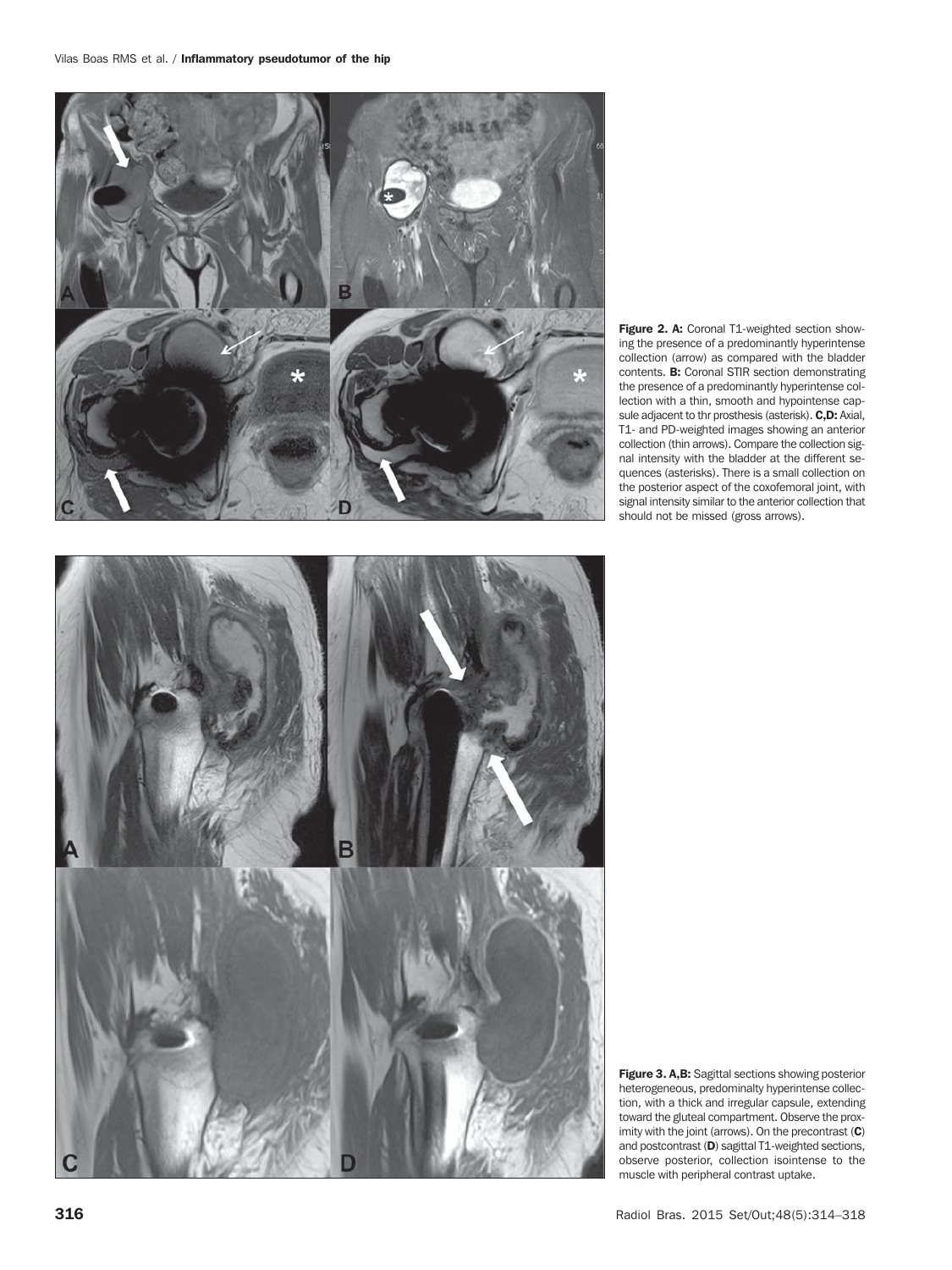**Figure 2. A:** Coronal T1-weighted section showing the presence of a predominantly hyperintense collection (arrow) as compared with the bladder contents. **B:** Coronal STIR section demonstrating the presence of a predominantly hyperintense collection with a thin, smooth and hypointense capsule adjacent to thr prosthesis (asterisk). **C,D:** Axial, T1- and PD-weighted images showing an anterior collection (thin arrows). Compare the collection signal intensity with the bladder at the different sequences (asterisks). There is a small collection on the posterior aspect of the coxofemoral joint, with signal intensity similar to the anterior collection that should not be missed (gross arrows).

**Figure 3. A,B:** Sagittal sections showing posterior heterogeneous, predominalty hyperintense collection, with a thick and irregular capsule, extending toward the gluteal compartment. Observe the proximity with the joint (arrows). On the precontrast (**C**) and postcontrast (**D**) sagittal T1-weighted sections, observe posterior, collection isointense to the muscle with peripheral contrast uptake.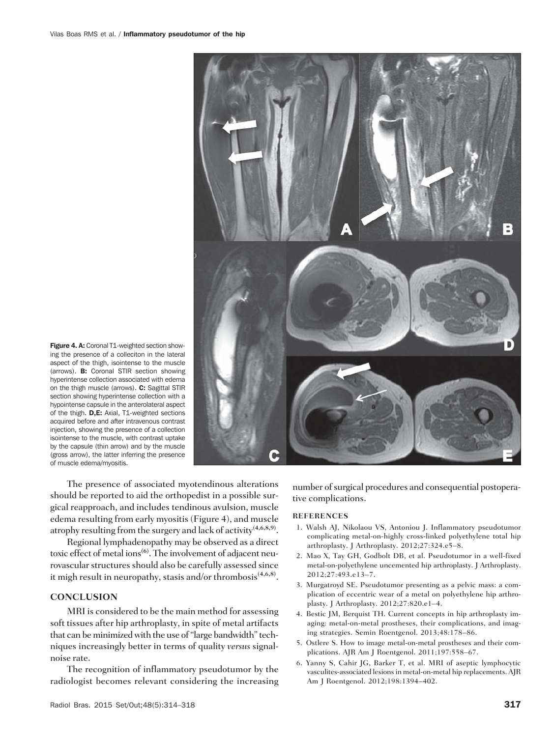**Figure 4. A:** Coronal T1-weighted section showing the presence of a colleciton in the lateral aspect of the thigh, isointense to the muscle (arrows). **B:** Coronal STIR section showing hyperintense collection associated with edema on the thigh muscle (arrows). **C:** Sagittal STIR section showing hyperintense collection with a hypointense capsule in the anterolateral aspect of the thigh. **D,E:** Axial, T1-weighted sections acquired before and after intravenous contrast injection, showing the presence of a collection isointense to the muscle, with contrast uptake by the capsule (thin arrow) and by the muscle (gross arrow), the latter inferring the presence of muscle edema/myositis.

The presence of associated myotendinous alterations should be reported to aid the orthopedist in a possible surgical reapproach, and includes tendinous avulsion, muscle edema resulting from early myositis (Figure 4), and muscle atrophy resulting from the surgery and lack of activity[4,6,8,9].

Regional lymphadenopathy may be observed as a direct toxic effect of metal ions[6]. The involvement of adjacent neurovascular structures should also be carefully assessed since it migh result in neuropathy, stasis and/or thrombosis[4,6,8].

## CONCLUSION

MRI is considered to be the main method for assessing soft tissues after hip arthroplasty, in spite of metal artifacts that can be minimized with the use of "large bandwidth" techniques increasingly better in terms of quality *versus* signal-noise rate.

The recognition of inflammatory pseudotumor by the radiologist becomes relevant considering the increasing number of surgical procedures and consequential postoperative complications.

### REFERENCES

1. Walsh AJ, Nikolaou VS, Antoniou J. Inflammatory pseudotumor complicating metal-on-highly cross-linked polyethylene total hip arthroplasty. J Arthroplasty. 2012;27:324.e5–8.
2. Mao X, Tay GH, Godbolt DB, et al. Pseudotumor in a well-fixed metal-on-polyethylene uncemented hip arthroplasty. J Arthroplasty. 2012;27:493.e13–7.
3. Murgatroyd SE. Pseudotumor presenting as a pelvic mass: a complication of eccentric wear of a metal on polyethylene hip arthroplasty. J Arthroplasty. 2012;27:820.e1–4.
4. Bestic JM, Berquist TH. Current concepts in hip arthroplasty imaging: metal-on-metal prostheses, their complications, and imaging strategies. Semin Roentgenol. 2013;48:178–86.
5. Ostlere S. How to image metal-on-metal prostheses and their complications. AJR Am J Roentgenol. 2011;197:558–67.
6. Yanny S, Cahir JG, Barker T, et al. MRI of aseptic lymphocytic vasculites-associated lesions in metal-on-metal hip replacements. AJR Am J Roentgenol. 2012;198:1394–402.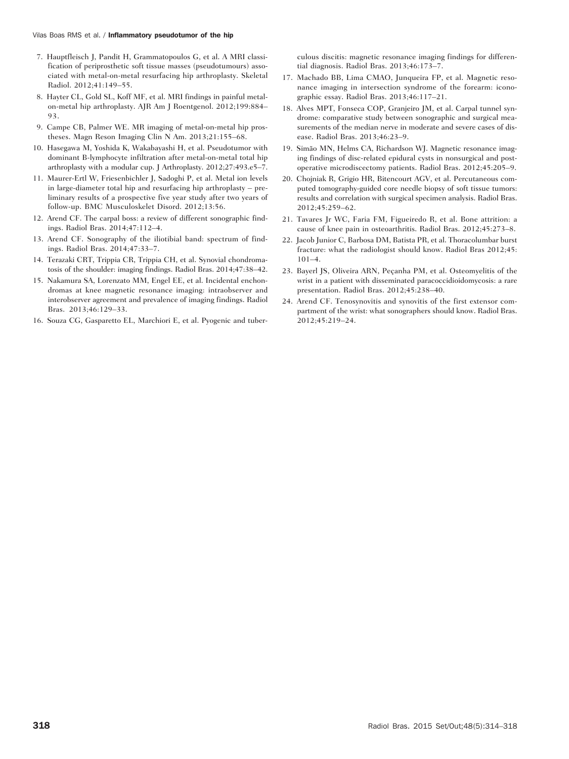7. Hauptfleisch J, Pandit H, Grammatopoulos G, et al. A MRI classification of periprosthetic soft tissue masses (pseudotumours) associated with metal-on-metal resurfacing hip arthroplasty. Skeletal Radiol. 2012;41:149–55.
8. Hayter CL, Gold SL, Koff MF, et al. MRI findings in painful metal-on-metal hip arthroplasty. AJR Am J Roentgenol. 2012;199:884–93.
9. Campe CB, Palmer WE. MR imaging of metal-on-metal hip prostheses. Magn Reson Imaging Clin N Am. 2013;21:155–68.
10. Hasegawa M, Yoshida K, Wakabayashi H, et al. Pseudotumor with dominant B-lymphocyte infiltration after metal-on-metal total hip arthroplasty with a modular cup. J Arthroplasty. 2012;27:493.e5–7.
11. Maurer-Ertl W, Friesenbichler J, Sadoghi P, et al. Metal ion levels in large-diameter total hip and resurfacing hip arthroplasty – preliminary results of a prospective five year study after two years of follow-up. BMC Musculoskelet Disord. 2012;13:56.
12. Arend CF. The carpal boss: a review of different sonographic findings. Radiol Bras. 2014;47:112–4.
13. Arend CF. Sonography of the iliotibial band: spectrum of findings. Radiol Bras. 2014;47:33–7.
14. Terazaki CRT, Trippia CR, Trippia CH, et al. Synovial chondromatosis of the shoulder: imaging findings. Radiol Bras. 2014;47:38–42.
15. Nakamura SA, Lorenzato MM, Engel EE, et al. Incidental enchondromas at knee magnetic resonance imaging: intraobserver and interobserver agreement and prevalence of imaging findings. Radiol Bras. 2013;46:129–33.
16. Souza CG, Gasparetto EL, Marchiori E, et al. Pyogenic and tuberculous discitis: magnetic resonance imaging findings for differential diagnosis. Radiol Bras. 2013;46:173–7.
17. Machado BB, Lima CMAO, Junqueira FP, et al. Magnetic resonance imaging in intersection syndrome of the forearm: iconographic essay. Radiol Bras. 2013;46:117–21.
18. Alves MPT, Fonseca COP, Granjeiro JM, et al. Carpal tunnel syndrome: comparative study between sonographic and surgical measurements of the median nerve in moderate and severe cases of disease. Radiol Bras. 2013;46:23–9.
19. Simão MN, Helms CA, Richardson WJ. Magnetic resonance imaging findings of disc-related epidural cysts in nonsurgical and postoperative microdiscectomy patients. Radiol Bras. 2012;45:205–9.
20. Chojniak R, Grigio HR, Bitencourt AGV, et al. Percutaneous computed tomography-guided core needle biopsy of soft tissue tumors: results and correlation with surgical specimen analysis. Radiol Bras. 2012;45:259–62.
21. Tavares Jr WC, Faria FM, Figueiredo R, et al. Bone attrition: a cause of knee pain in osteoarthritis. Radiol Bras. 2012;45:273–8.
22. Jacob Junior C, Barbosa DM, Batista PR, et al. Thoracolumbar burst fracture: what the radiologist should know. Radiol Bras 2012;45:101–4.
23. Bayerl JS, Oliveira ARN, Peçanha PM, et al. Osteomyelitis of the wrist in a patient with disseminated paracoccidioidomycosis: a rare presentation. Radiol Bras. 2012;45:238–40.
24. Arend CF. Tenosynovitis and synovitis of the first extensor compartment of the wrist: what sonographers should know. Radiol Bras. 2012;45:219–24.